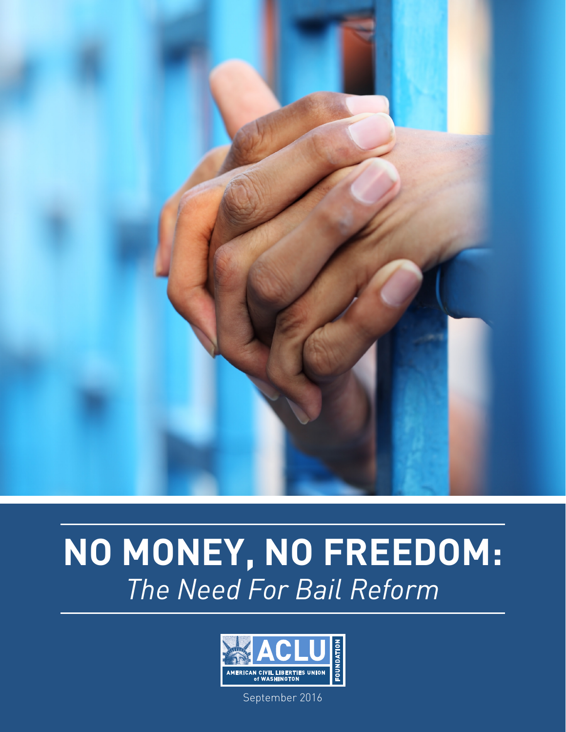# NO MONEY, NO FREEDOM:

*The Need For Bail Reform*

ACLU

AMERICAN CIVIL LIBERTIES UNION of WASHINGTON

FOUNDATION

September 2016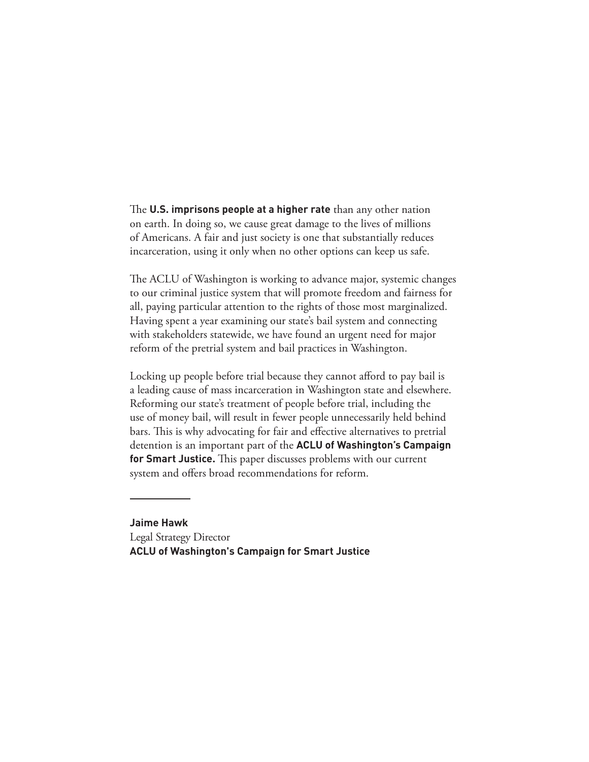The **U.S. imprisons people at a higher rate** than any other nation on earth. In doing so, we cause great damage to the lives of millions of Americans. A fair and just society is one that substantially reduces incarceration, using it only when no other options can keep us safe.

The ACLU of Washington is working to advance major, systemic changes to our criminal justice system that will promote freedom and fairness for all, paying particular attention to the rights of those most marginalized. Having spent a year examining our state's bail system and connecting with stakeholders statewide, we have found an urgent need for major reform of the pretrial system and bail practices in Washington.

Locking up people before trial because they cannot afford to pay bail is a leading cause of mass incarceration in Washington state and elsewhere. Reforming our state's treatment of people before trial, including the use of money bail, will result in fewer people unnecessarily held behind bars. This is why advocating for fair and effective alternatives to pretrial detention is an important part of the **ACLU of Washington's Campaign for Smart Justice.** This paper discusses problems with our current system and offers broad recommendations for reform.

---

**Jaime Hawk**
Legal Strategy Director
**ACLU of Washington's Campaign for Smart Justice**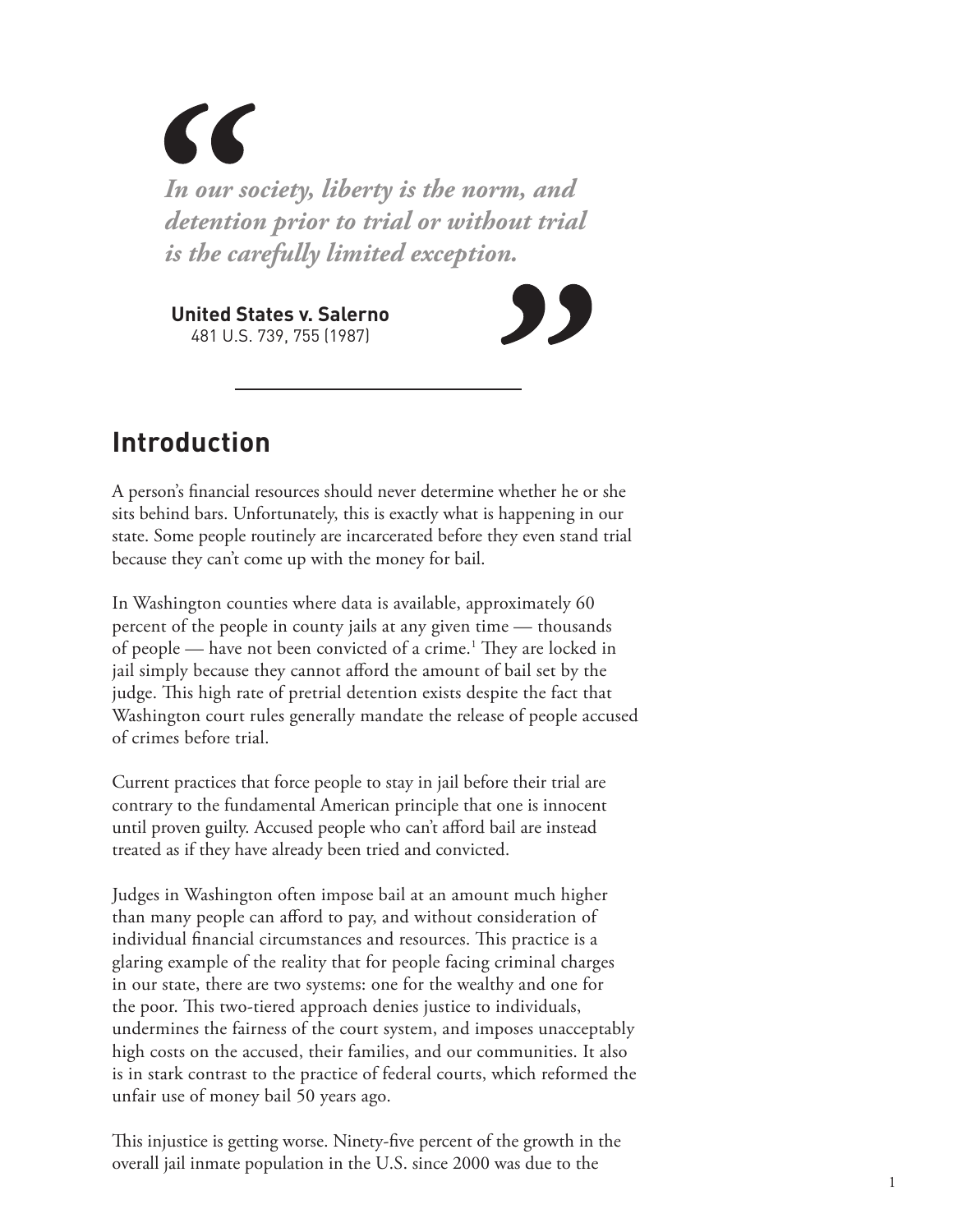> *In our society, liberty is the norm, and detention prior to trial or without trial is the carefully limited exception.*
>
> **United States v. Salerno**
> 481 U.S. 739, 755 (1987)

## Introduction

A person's financial resources should never determine whether he or she sits behind bars. Unfortunately, this is exactly what is happening in our state. Some people routinely are incarcerated before they even stand trial because they can't come up with the money for bail.

In Washington counties where data is available, approximately 60 percent of the people in county jails at any given time — thousands of people — have not been convicted of a crime.[1] They are locked in jail simply because they cannot afford the amount of bail set by the judge. This high rate of pretrial detention exists despite the fact that Washington court rules generally mandate the release of people accused of crimes before trial.

Current practices that force people to stay in jail before their trial are contrary to the fundamental American principle that one is innocent until proven guilty. Accused people who can't afford bail are instead treated as if they have already been tried and convicted.

Judges in Washington often impose bail at an amount much higher than many people can afford to pay, and without consideration of individual financial circumstances and resources. This practice is a glaring example of the reality that for people facing criminal charges in our state, there are two systems: one for the wealthy and one for the poor. This two-tiered approach denies justice to individuals, undermines the fairness of the court system, and imposes unacceptably high costs on the accused, their families, and our communities. It also is in stark contrast to the practice of federal courts, which reformed the unfair use of money bail 50 years ago.

This injustice is getting worse. Ninety-five percent of the growth in the overall jail inmate population in the U.S. since 2000 was due to the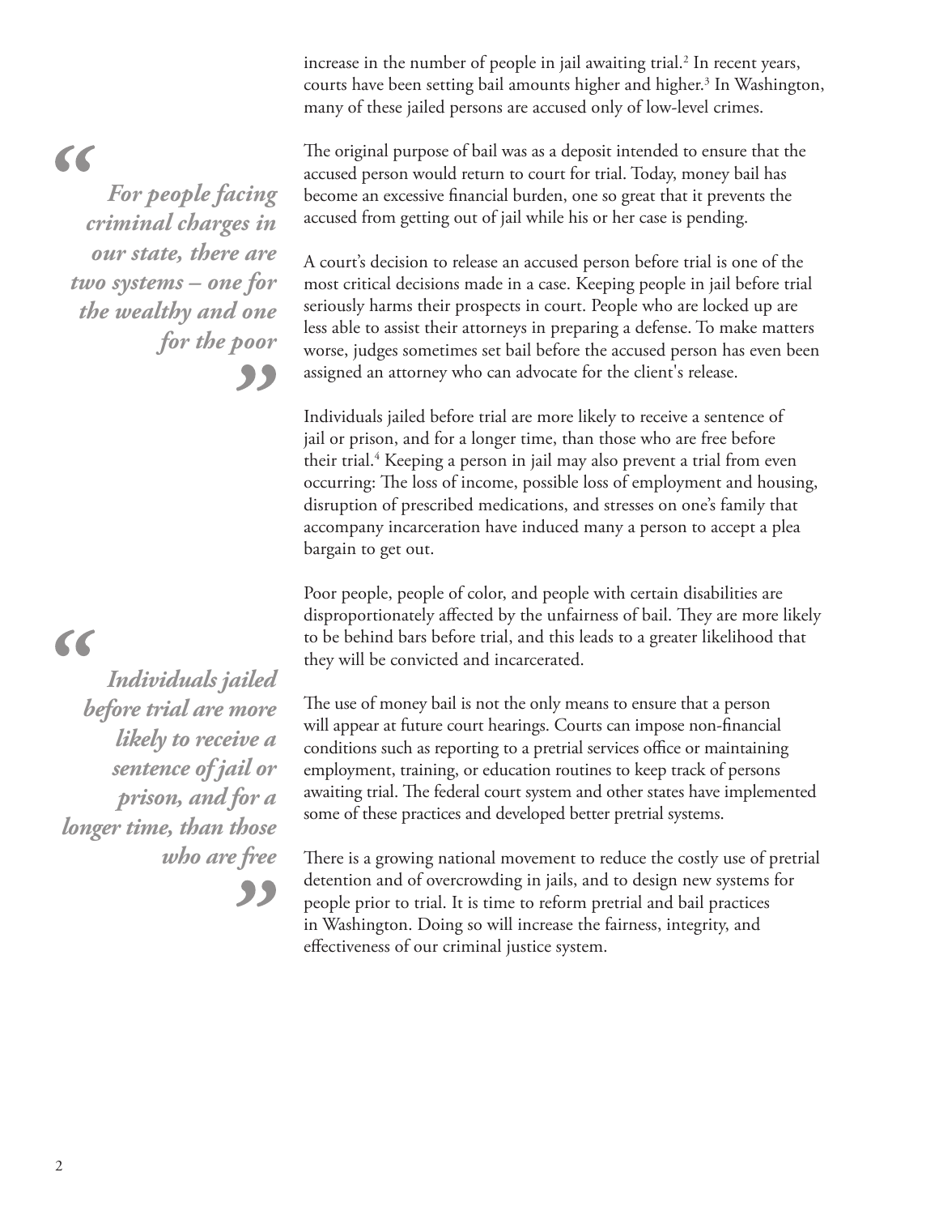increase in the number of people in jail awaiting trial.[2] In recent years, courts have been setting bail amounts higher and higher.[3] In Washington, many of these jailed persons are accused only of low-level crimes.

> ***For people facing criminal charges in our state, there are two systems – one for the wealthy and one for the poor***

The original purpose of bail was as a deposit intended to ensure that the accused person would return to court for trial. Today, money bail has become an excessive financial burden, one so great that it prevents the accused from getting out of jail while his or her case is pending.

A court's decision to release an accused person before trial is one of the most critical decisions made in a case. Keeping people in jail before trial seriously harms their prospects in court. People who are locked up are less able to assist their attorneys in preparing a defense. To make matters worse, judges sometimes set bail before the accused person has even been assigned an attorney who can advocate for the client's release.

Individuals jailed before trial are more likely to receive a sentence of jail or prison, and for a longer time, than those who are free before their trial.[4] Keeping a person in jail may also prevent a trial from even occurring: The loss of income, possible loss of employment and housing, disruption of prescribed medications, and stresses on one's family that accompany incarceration have induced many a person to accept a plea bargain to get out.

> ***Individuals jailed before trial are more likely to receive a sentence of jail or prison, and for a longer time, than those who are free***

Poor people, people of color, and people with certain disabilities are disproportionately affected by the unfairness of bail. They are more likely to be behind bars before trial, and this leads to a greater likelihood that they will be convicted and incarcerated.

The use of money bail is not the only means to ensure that a person will appear at future court hearings. Courts can impose non-financial conditions such as reporting to a pretrial services office or maintaining employment, training, or education routines to keep track of persons awaiting trial. The federal court system and other states have implemented some of these practices and developed better pretrial systems.

There is a growing national movement to reduce the costly use of pretrial detention and of overcrowding in jails, and to design new systems for people prior to trial. It is time to reform pretrial and bail practices in Washington. Doing so will increase the fairness, integrity, and effectiveness of our criminal justice system.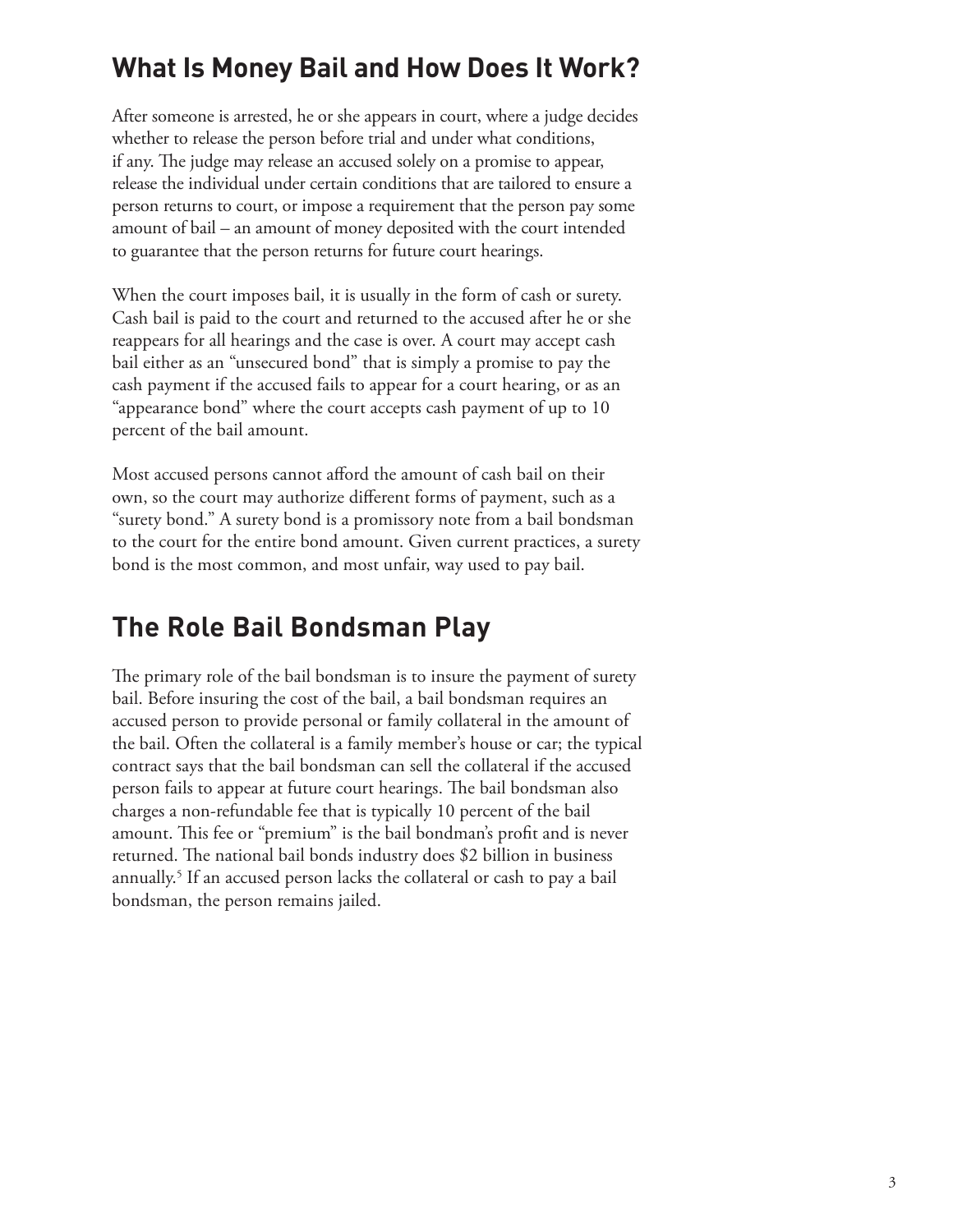## What Is Money Bail and How Does It Work?

After someone is arrested, he or she appears in court, where a judge decides whether to release the person before trial and under what conditions, if any. The judge may release an accused solely on a promise to appear, release the individual under certain conditions that are tailored to ensure a person returns to court, or impose a requirement that the person pay some amount of bail – an amount of money deposited with the court intended to guarantee that the person returns for future court hearings.

When the court imposes bail, it is usually in the form of cash or surety. Cash bail is paid to the court and returned to the accused after he or she reappears for all hearings and the case is over. A court may accept cash bail either as an "unsecured bond" that is simply a promise to pay the cash payment if the accused fails to appear for a court hearing, or as an "appearance bond" where the court accepts cash payment of up to 10 percent of the bail amount.

Most accused persons cannot afford the amount of cash bail on their own, so the court may authorize different forms of payment, such as a "surety bond." A surety bond is a promissory note from a bail bondsman to the court for the entire bond amount. Given current practices, a surety bond is the most common, and most unfair, way used to pay bail.

## The Role Bail Bondsman Play

The primary role of the bail bondsman is to insure the payment of surety bail. Before insuring the cost of the bail, a bail bondsman requires an accused person to provide personal or family collateral in the amount of the bail. Often the collateral is a family member's house or car; the typical contract says that the bail bondsman can sell the collateral if the accused person fails to appear at future court hearings. The bail bondsman also charges a non-refundable fee that is typically 10 percent of the bail amount. This fee or "premium" is the bail bondman's profit and is never returned. The national bail bonds industry does $2 billion in business annually.[5] If an accused person lacks the collateral or cash to pay a bail bondsman, the person remains jailed.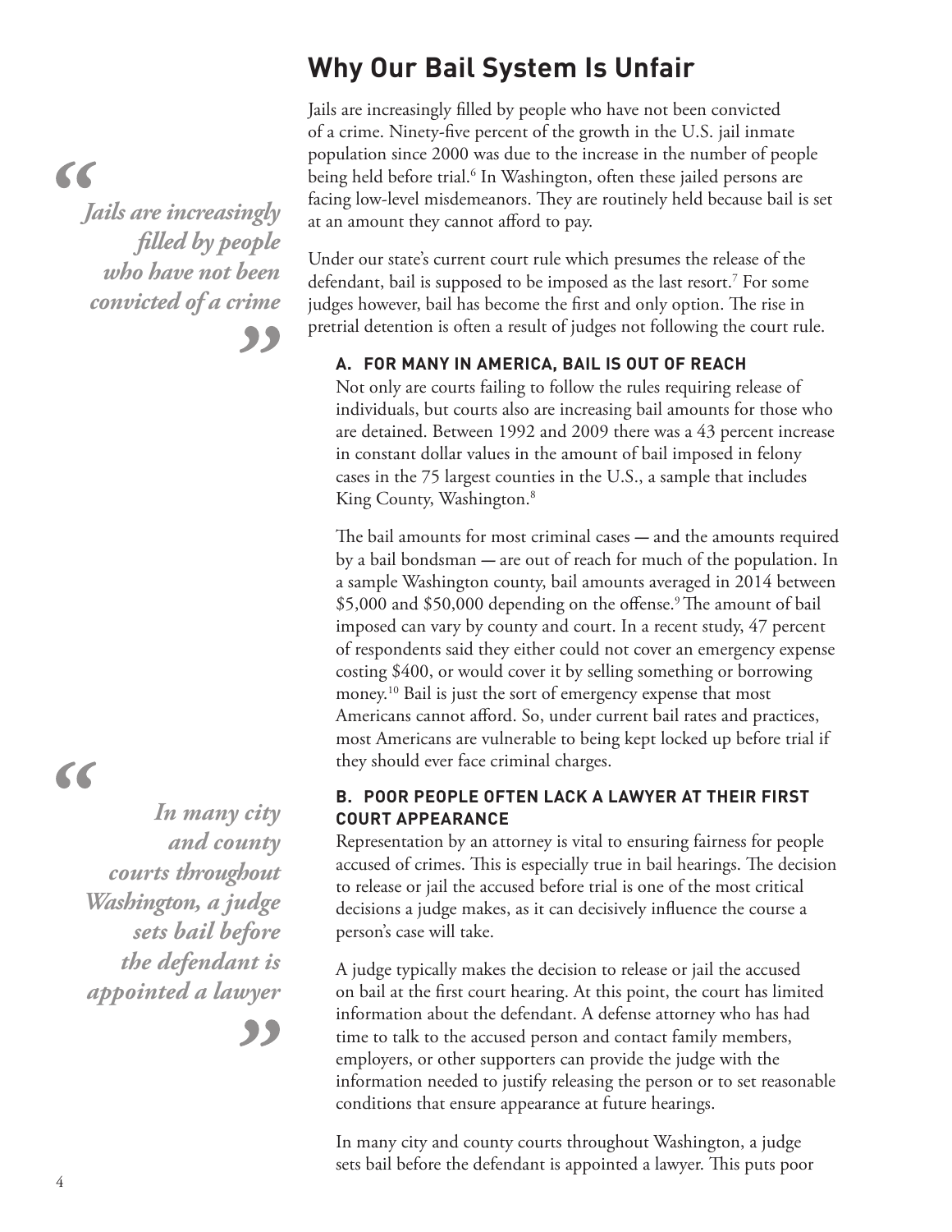## Why Our Bail System Is Unfair

> *Jails are increasingly filled by people who have not been convicted of a crime*

Jails are increasingly filled by people who have not been convicted of a crime. Ninety-five percent of the growth in the U.S. jail inmate population since 2000 was due to the increase in the number of people being held before trial.[6] In Washington, often these jailed persons are facing low-level misdemeanors. They are routinely held because bail is set at an amount they cannot afford to pay.

Under our state's current court rule which presumes the release of the defendant, bail is supposed to be imposed as the last resort.[7] For some judges however, bail has become the first and only option. The rise in pretrial detention is often a result of judges not following the court rule.

### A. FOR MANY IN AMERICA, BAIL IS OUT OF REACH

Not only are courts failing to follow the rules requiring release of individuals, but courts also are increasing bail amounts for those who are detained. Between 1992 and 2009 there was a 43 percent increase in constant dollar values in the amount of bail imposed in felony cases in the 75 largest counties in the U.S., a sample that includes King County, Washington.[8]

The bail amounts for most criminal cases — and the amounts required by a bail bondsman — are out of reach for much of the population. In a sample Washington county, bail amounts averaged in 2014 between $5,000 and $50,000 depending on the offense.[9] The amount of bail imposed can vary by county and court. In a recent study, 47 percent of respondents said they either could not cover an emergency expense costing $400, or would cover it by selling something or borrowing money.[10] Bail is just the sort of emergency expense that most Americans cannot afford. So, under current bail rates and practices, most Americans are vulnerable to being kept locked up before trial if they should ever face criminal charges.

### B. POOR PEOPLE OFTEN LACK A LAWYER AT THEIR FIRST COURT APPEARANCE

> *In many city and county courts throughout Washington, a judge sets bail before the defendant is appointed a lawyer*

Representation by an attorney is vital to ensuring fairness for people accused of crimes. This is especially true in bail hearings. The decision to release or jail the accused before trial is one of the most critical decisions a judge makes, as it can decisively influence the course a person's case will take.

A judge typically makes the decision to release or jail the accused on bail at the first court hearing. At this point, the court has limited information about the defendant. A defense attorney who has had time to talk to the accused person and contact family members, employers, or other supporters can provide the judge with the information needed to justify releasing the person or to set reasonable conditions that ensure appearance at future hearings.

In many city and county courts throughout Washington, a judge sets bail before the defendant is appointed a lawyer. This puts poor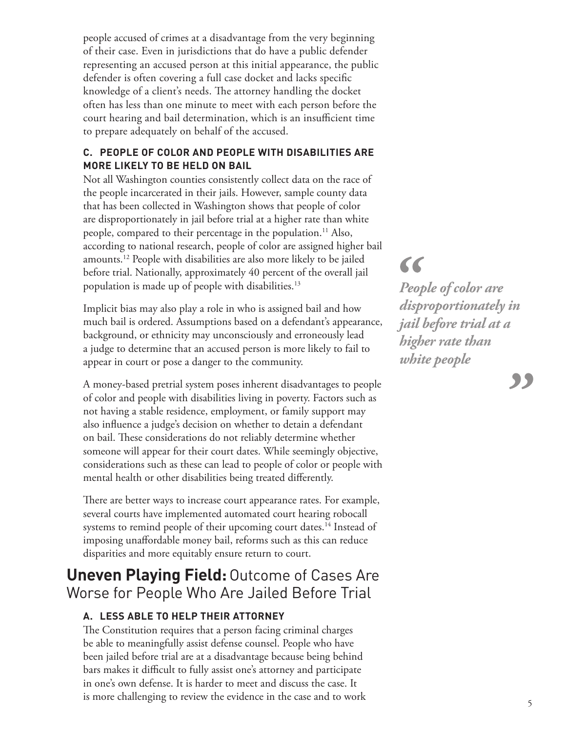people accused of crimes at a disadvantage from the very beginning of their case. Even in jurisdictions that do have a public defender representing an accused person at this initial appearance, the public defender is often covering a full case docket and lacks specific knowledge of a client's needs. The attorney handling the docket often has less than one minute to meet with each person before the court hearing and bail determination, which is an insufficient time to prepare adequately on behalf of the accused.

### C. PEOPLE OF COLOR AND PEOPLE WITH DISABILITIES ARE MORE LIKELY TO BE HELD ON BAIL

Not all Washington counties consistently collect data on the race of the people incarcerated in their jails. However, sample county data that has been collected in Washington shows that people of color are disproportionately in jail before trial at a higher rate than white people, compared to their percentage in the population.[11] Also, according to national research, people of color are assigned higher bail amounts.[12] People with disabilities are also more likely to be jailed before trial. Nationally, approximately 40 percent of the overall jail population is made up of people with disabilities.[13]

> *"People of color are disproportionately in jail before trial at a higher rate than white people"*

Implicit bias may also play a role in who is assigned bail and how much bail is ordered. Assumptions based on a defendant's appearance, background, or ethnicity may unconsciously and erroneously lead a judge to determine that an accused person is more likely to fail to appear in court or pose a danger to the community.

A money-based pretrial system poses inherent disadvantages to people of color and people with disabilities living in poverty. Factors such as not having a stable residence, employment, or family support may also influence a judge's decision on whether to detain a defendant on bail. These considerations do not reliably determine whether someone will appear for their court dates. While seemingly objective, considerations such as these can lead to people of color or people with mental health or other disabilities being treated differently.

There are better ways to increase court appearance rates. For example, several courts have implemented automated court hearing robocall systems to remind people of their upcoming court dates.[14] Instead of imposing unaffordable money bail, reforms such as this can reduce disparities and more equitably ensure return to court.

## **Uneven Playing Field:** Outcome of Cases Are Worse for People Who Are Jailed Before Trial

### A. LESS ABLE TO HELP THEIR ATTORNEY

The Constitution requires that a person facing criminal charges be able to meaningfully assist defense counsel. People who have been jailed before trial are at a disadvantage because being behind bars makes it difficult to fully assist one's attorney and participate in one's own defense. It is harder to meet and discuss the case. It is more challenging to review the evidence in the case and to work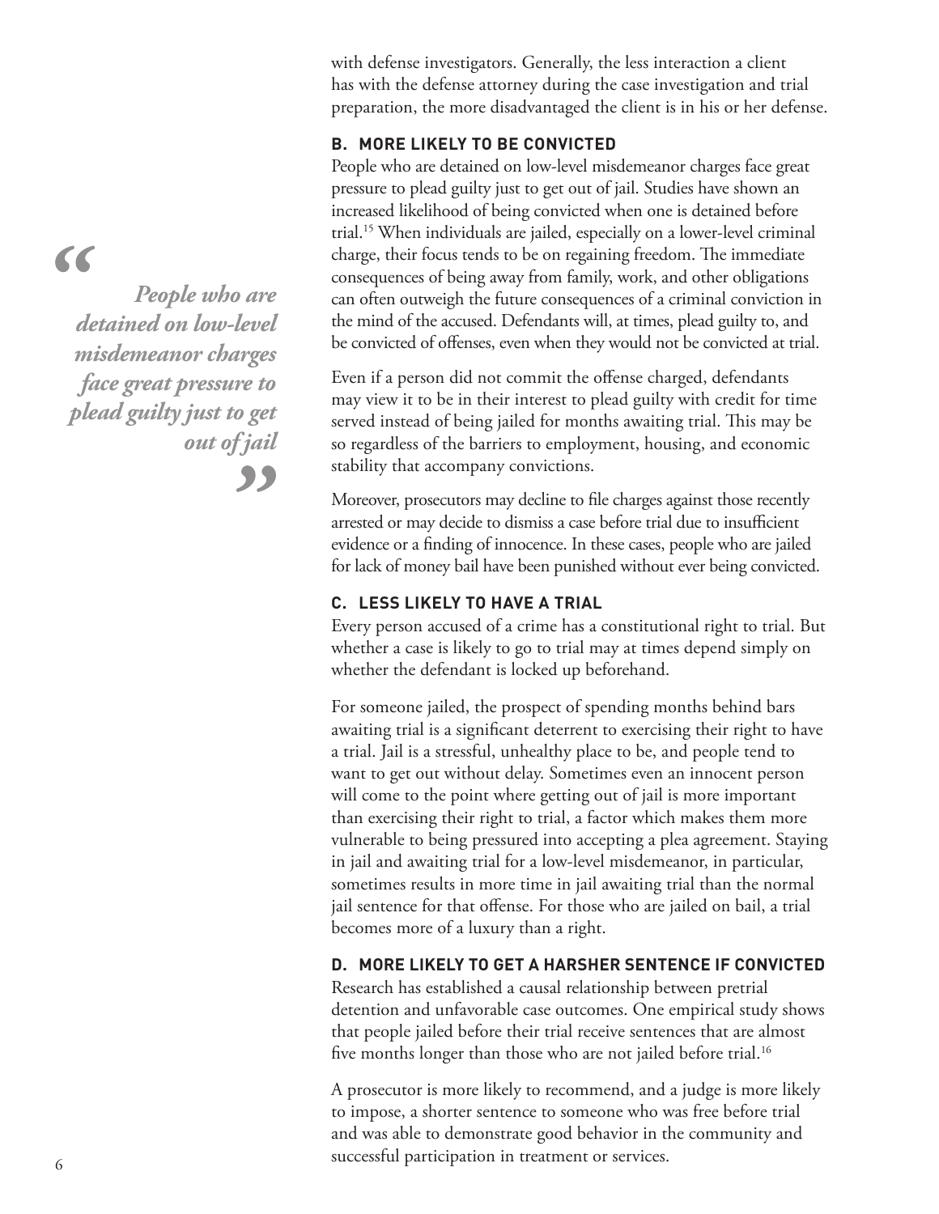with defense investigators. Generally, the less interaction a client has with the defense attorney during the case investigation and trial preparation, the more disadvantaged the client is in his or her defense.

### B. MORE LIKELY TO BE CONVICTED

People who are detained on low-level misdemeanor charges face great pressure to plead guilty just to get out of jail. Studies have shown an increased likelihood of being convicted when one is detained before trial.[15] When individuals are jailed, especially on a lower-level criminal charge, their focus tends to be on regaining freedom. The immediate consequences of being away from family, work, and other obligations can often outweigh the future consequences of a criminal conviction in the mind of the accused. Defendants will, at times, plead guilty to, and be convicted of offenses, even when they would not be convicted at trial.

> *"People who are detained on low-level misdemeanor charges face great pressure to plead guilty just to get out of jail"*

Even if a person did not commit the offense charged, defendants may view it to be in their interest to plead guilty with credit for time served instead of being jailed for months awaiting trial. This may be so regardless of the barriers to employment, housing, and economic stability that accompany convictions.

Moreover, prosecutors may decline to file charges against those recently arrested or may decide to dismiss a case before trial due to insufficient evidence or a finding of innocence. In these cases, people who are jailed for lack of money bail have been punished without ever being convicted.

### C. LESS LIKELY TO HAVE A TRIAL

Every person accused of a crime has a constitutional right to trial. But whether a case is likely to go to trial may at times depend simply on whether the defendant is locked up beforehand.

For someone jailed, the prospect of spending months behind bars awaiting trial is a significant deterrent to exercising their right to have a trial. Jail is a stressful, unhealthy place to be, and people tend to want to get out without delay. Sometimes even an innocent person will come to the point where getting out of jail is more important than exercising their right to trial, a factor which makes them more vulnerable to being pressured into accepting a plea agreement. Staying in jail and awaiting trial for a low-level misdemeanor, in particular, sometimes results in more time in jail awaiting trial than the normal jail sentence for that offense. For those who are jailed on bail, a trial becomes more of a luxury than a right.

### D. MORE LIKELY TO GET A HARSHER SENTENCE IF CONVICTED

Research has established a causal relationship between pretrial detention and unfavorable case outcomes. One empirical study shows that people jailed before their trial receive sentences that are almost five months longer than those who are not jailed before trial.[16]

A prosecutor is more likely to recommend, and a judge is more likely to impose, a shorter sentence to someone who was free before trial and was able to demonstrate good behavior in the community and successful participation in treatment or services.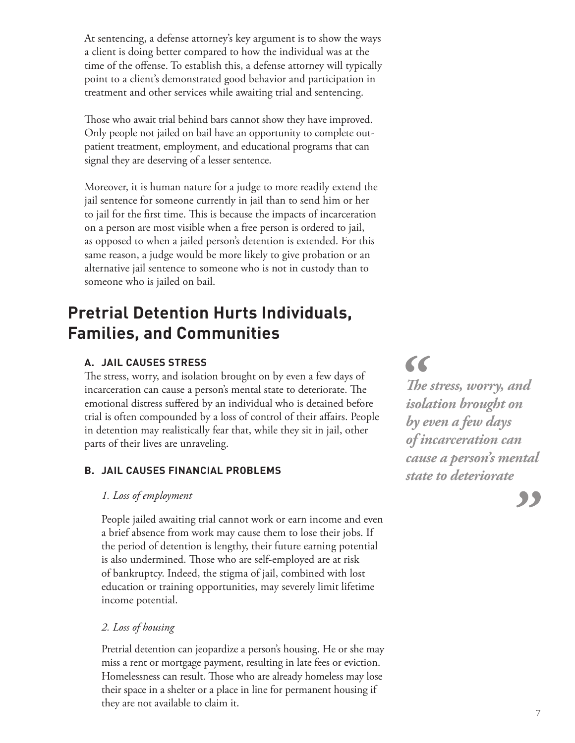At sentencing, a defense attorney's key argument is to show the ways a client is doing better compared to how the individual was at the time of the offense. To establish this, a defense attorney will typically point to a client's demonstrated good behavior and participation in treatment and other services while awaiting trial and sentencing.

Those who await trial behind bars cannot show they have improved. Only people not jailed on bail have an opportunity to complete outpatient treatment, employment, and educational programs that can signal they are deserving of a lesser sentence.

Moreover, it is human nature for a judge to more readily extend the jail sentence for someone currently in jail than to send him or her to jail for the first time. This is because the impacts of incarceration on a person are most visible when a free person is ordered to jail, as opposed to when a jailed person's detention is extended. For this same reason, a judge would be more likely to give probation or an alternative jail sentence to someone who is not in custody than to someone who is jailed on bail.

## Pretrial Detention Hurts Individuals, Families, and Communities

### A. JAIL CAUSES STRESS

The stress, worry, and isolation brought on by even a few days of incarceration can cause a person's mental state to deteriorate. The emotional distress suffered by an individual who is detained before trial is often compounded by a loss of control of their affairs. People in detention may realistically fear that, while they sit in jail, other parts of their lives are unraveling.

> ***"The stress, worry, and isolation brought on by even a few days of incarceration can cause a person's mental state to deteriorate"***

### B. JAIL CAUSES FINANCIAL PROBLEMS

*1. Loss of employment*

People jailed awaiting trial cannot work or earn income and even a brief absence from work may cause them to lose their jobs. If the period of detention is lengthy, their future earning potential is also undermined. Those who are self-employed are at risk of bankruptcy. Indeed, the stigma of jail, combined with lost education or training opportunities, may severely limit lifetime income potential.

*2. Loss of housing*

Pretrial detention can jeopardize a person's housing. He or she may miss a rent or mortgage payment, resulting in late fees or eviction. Homelessness can result. Those who are already homeless may lose their space in a shelter or a place in line for permanent housing if they are not available to claim it.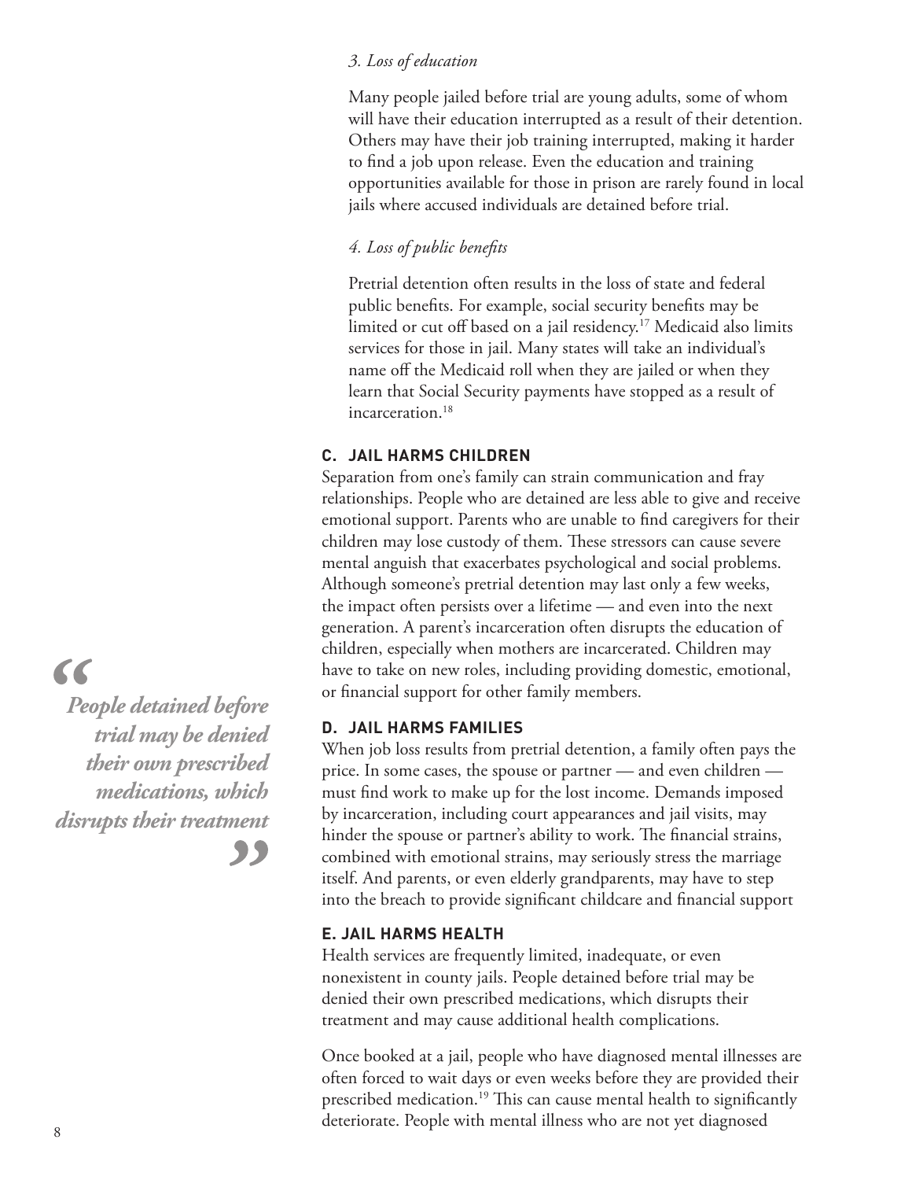*3. Loss of education*

Many people jailed before trial are young adults, some of whom will have their education interrupted as a result of their detention. Others may have their job training interrupted, making it harder to find a job upon release. Even the education and training opportunities available for those in prison are rarely found in local jails where accused individuals are detained before trial.

*4. Loss of public benefits*

Pretrial detention often results in the loss of state and federal public benefits. For example, social security benefits may be limited or cut off based on a jail residency.[17] Medicaid also limits services for those in jail. Many states will take an individual's name off the Medicaid roll when they are jailed or when they learn that Social Security payments have stopped as a result of incarceration.[18]

### C. JAIL HARMS CHILDREN

Separation from one's family can strain communication and fray relationships. People who are detained are less able to give and receive emotional support. Parents who are unable to find caregivers for their children may lose custody of them. These stressors can cause severe mental anguish that exacerbates psychological and social problems. Although someone's pretrial detention may last only a few weeks, the impact often persists over a lifetime — and even into the next generation. A parent's incarceration often disrupts the education of children, especially when mothers are incarcerated. Children may have to take on new roles, including providing domestic, emotional, or financial support for other family members.

### D. JAIL HARMS FAMILIES

When job loss results from pretrial detention, a family often pays the price. In some cases, the spouse or partner — and even children — must find work to make up for the lost income. Demands imposed by incarceration, including court appearances and jail visits, may hinder the spouse or partner's ability to work. The financial strains, combined with emotional strains, may seriously stress the marriage itself. And parents, or even elderly grandparents, may have to step into the breach to provide significant childcare and financial support

### E. JAIL HARMS HEALTH

Health services are frequently limited, inadequate, or even nonexistent in county jails. People detained before trial may be denied their own prescribed medications, which disrupts their treatment and may cause additional health complications.

> ***"People detained before trial may be denied their own prescribed medications, which disrupts their treatment"***

Once booked at a jail, people who have diagnosed mental illnesses are often forced to wait days or even weeks before they are provided their prescribed medication.[19] This can cause mental health to significantly deteriorate. People with mental illness who are not yet diagnosed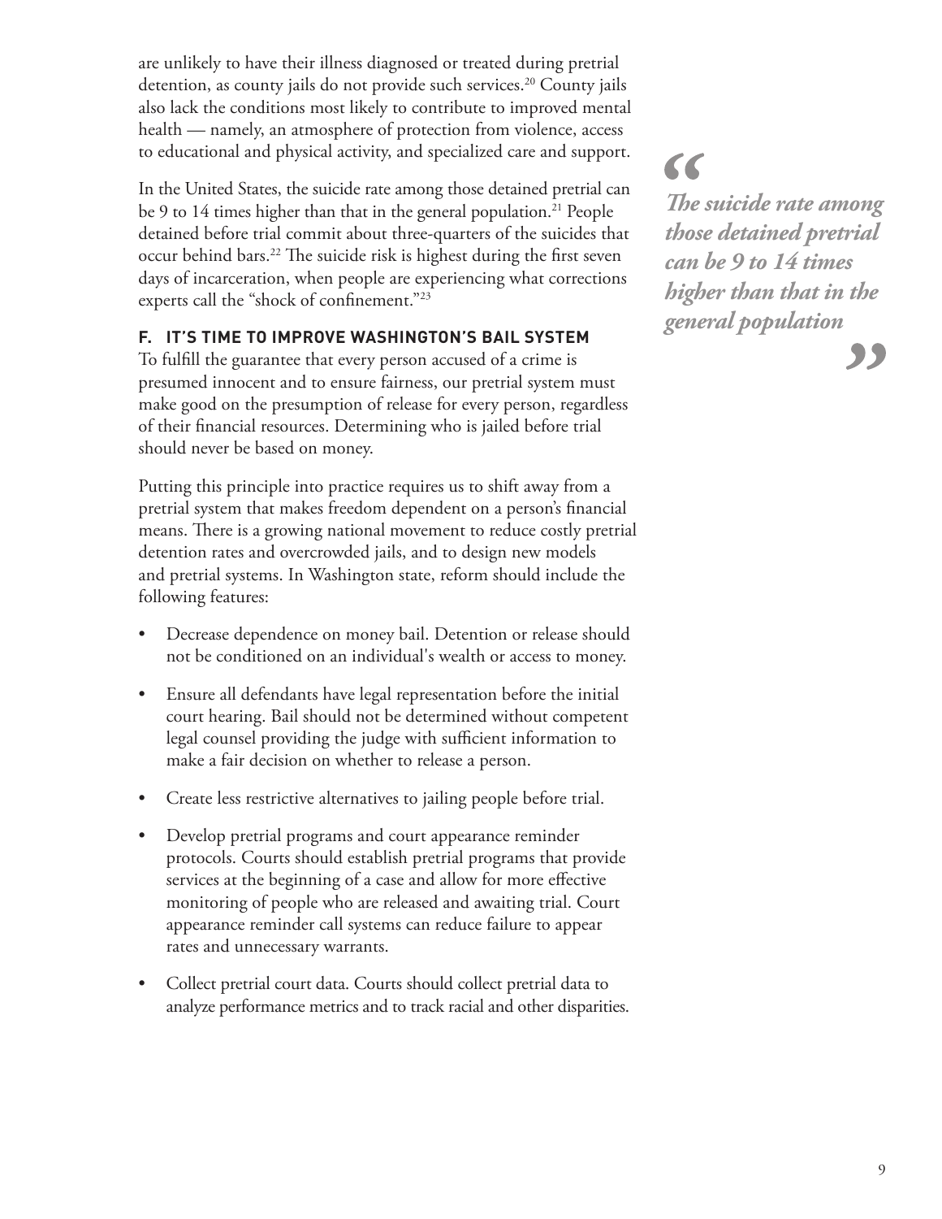are unlikely to have their illness diagnosed or treated during pretrial detention, as county jails do not provide such services.[20] County jails also lack the conditions most likely to contribute to improved mental health — namely, an atmosphere of protection from violence, access to educational and physical activity, and specialized care and support.

In the United States, the suicide rate among those detained pretrial can be 9 to 14 times higher than that in the general population.[21] People detained before trial commit about three-quarters of the suicides that occur behind bars.[22] The suicide risk is highest during the first seven days of incarceration, when people are experiencing what corrections experts call the "shock of confinement."[23]

> ***"The suicide rate among those detained pretrial can be 9 to 14 times higher than that in the general population"***

### F. IT'S TIME TO IMPROVE WASHINGTON'S BAIL SYSTEM

To fulfill the guarantee that every person accused of a crime is presumed innocent and to ensure fairness, our pretrial system must make good on the presumption of release for every person, regardless of their financial resources. Determining who is jailed before trial should never be based on money.

Putting this principle into practice requires us to shift away from a pretrial system that makes freedom dependent on a person's financial means. There is a growing national movement to reduce costly pretrial detention rates and overcrowded jails, and to design new models and pretrial systems. In Washington state, reform should include the following features:

- Decrease dependence on money bail. Detention or release should not be conditioned on an individual's wealth or access to money.
- Ensure all defendants have legal representation before the initial court hearing. Bail should not be determined without competent legal counsel providing the judge with sufficient information to make a fair decision on whether to release a person.
- Create less restrictive alternatives to jailing people before trial.
- Develop pretrial programs and court appearance reminder protocols. Courts should establish pretrial programs that provide services at the beginning of a case and allow for more effective monitoring of people who are released and awaiting trial. Court appearance reminder call systems can reduce failure to appear rates and unnecessary warrants.
- Collect pretrial court data. Courts should collect pretrial data to analyze performance metrics and to track racial and other disparities.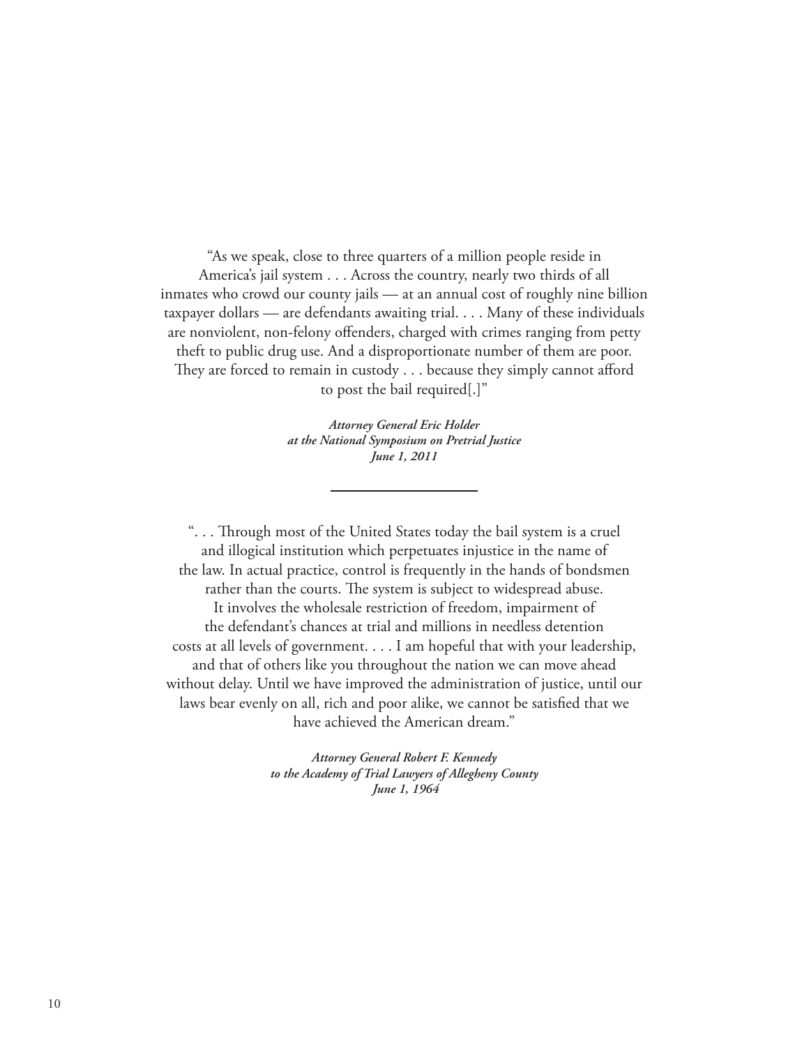"As we speak, close to three quarters of a million people reside in America's jail system . . . Across the country, nearly two thirds of all inmates who crowd our county jails — at an annual cost of roughly nine billion taxpayer dollars — are defendants awaiting trial. . . . Many of these individuals are nonviolent, non-felony offenders, charged with crimes ranging from petty theft to public drug use. And a disproportionate number of them are poor. They are forced to remain in custody . . . because they simply cannot afford to post the bail required[.]"

***Attorney General Eric Holder***
***at the National Symposium on Pretrial Justice***
***June 1, 2011***

---

". . . Through most of the United States today the bail system is a cruel and illogical institution which perpetuates injustice in the name of the law. In actual practice, control is frequently in the hands of bondsmen rather than the courts. The system is subject to widespread abuse. It involves the wholesale restriction of freedom, impairment of the defendant's chances at trial and millions in needless detention costs at all levels of government. . . . I am hopeful that with your leadership, and that of others like you throughout the nation we can move ahead without delay. Until we have improved the administration of justice, until our laws bear evenly on all, rich and poor alike, we cannot be satisfied that we have achieved the American dream."

***Attorney General Robert F. Kennedy***
***to the Academy of Trial Lawyers of Allegheny County***
***June 1, 1964***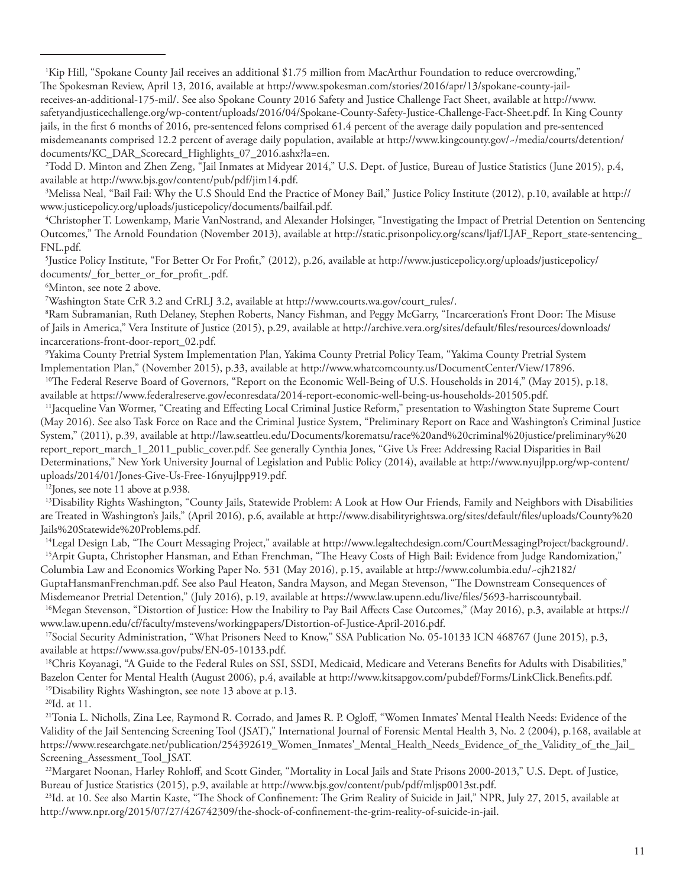[1]Kip Hill, "Spokane County Jail receives an additional $1.75 million from MacArthur Foundation to reduce overcrowding," The Spokesman Review, April 13, 2016, available at http://www.spokesman.com/stories/2016/apr/13/spokane-county-jail-receives-an-additional-175-mil/. See also Spokane County 2016 Safety and Justice Challenge Fact Sheet, available at http://www.safetyandjusticechallenge.org/wp-content/uploads/2016/04/Spokane-County-Safety-Justice-Challenge-Fact-Sheet.pdf. In King County jails, in the first 6 months of 2016, pre-sentenced felons comprised 61.4 percent of the average daily population and pre-sentenced misdemeanants comprised 12.2 percent of average daily population, available at http://www.kingcounty.gov/~/media/courts/detention/documents/KC_DAR_Scorecard_Highlights_07_2016.ashx?la=en.

[2]Todd D. Minton and Zhen Zeng, "Jail Inmates at Midyear 2014," U.S. Dept. of Justice, Bureau of Justice Statistics (June 2015), p.4, available at http://www.bjs.gov/content/pub/pdf/jim14.pdf.

[3]Melissa Neal, "Bail Fail: Why the U.S Should End the Practice of Money Bail," Justice Policy Institute (2012), p.10, available at http://www.justicepolicy.org/uploads/justicepolicy/documents/bailfail.pdf.

[4]Christopher T. Lowenkamp, Marie VanNostrand, and Alexander Holsinger, "Investigating the Impact of Pretrial Detention on Sentencing Outcomes," The Arnold Foundation (November 2013), available at http://static.prisonpolicy.org/scans/ljaf/LJAF_Report_state-sentencing_FNL.pdf.

[5]Justice Policy Institute, "For Better Or For Profit," (2012), p.26, available at http://www.justicepolicy.org/uploads/justicepolicy/documents/_for_better_or_for_profit_.pdf.

[6]Minton, see note 2 above.

[7]Washington State CrR 3.2 and CrRLJ 3.2, available at http://www.courts.wa.gov/court_rules/.

[8]Ram Subramanian, Ruth Delaney, Stephen Roberts, Nancy Fishman, and Peggy McGarry, "Incarceration's Front Door: The Misuse of Jails in America," Vera Institute of Justice (2015), p.29, available at http://archive.vera.org/sites/default/files/resources/downloads/incarcerations-front-door-report_02.pdf.

[9]Yakima County Pretrial System Implementation Plan, Yakima County Pretrial Policy Team, "Yakima County Pretrial System Implementation Plan," (November 2015), p.33, available at http://www.whatcomcounty.us/DocumentCenter/View/17896.

[10]The Federal Reserve Board of Governors, "Report on the Economic Well-Being of U.S. Households in 2014," (May 2015), p.18, available at https://www.federalreserve.gov/econresdata/2014-report-economic-well-being-us-households-201505.pdf.

[11]Jacqueline Van Wormer, "Creating and Effecting Local Criminal Justice Reform," presentation to Washington State Supreme Court (May 2016). See also Task Force on Race and the Criminal Justice System, "Preliminary Report on Race and Washington's Criminal Justice System," (2011), p.39, available at http://law.seattleu.edu/Documents/korematsu/race%20and%20criminal%20justice/preliminary%20report_report_march_1_2011_public_cover.pdf. See generally Cynthia Jones, "Give Us Free: Addressing Racial Disparities in Bail Determinations," New York University Journal of Legislation and Public Policy (2014), available at http://www.nyujlpp.org/wp-content/uploads/2014/01/Jones-Give-Us-Free-16nyujlpp919.pdf.

[12]Jones, see note 11 above at p.938.

[13]Disability Rights Washington, "County Jails, Statewide Problem: A Look at How Our Friends, Family and Neighbors with Disabilities are Treated in Washington's Jails," (April 2016), p.6, available at http://www.disabilityrightswa.org/sites/default/files/uploads/County%20Jails%20Statewide%20Problems.pdf.

[14]Legal Design Lab, "The Court Messaging Project," available at http://www.legaltechdesign.com/CourtMessagingProject/background/.

[15]Arpit Gupta, Christopher Hansman, and Ethan Frenchman, "The Heavy Costs of High Bail: Evidence from Judge Randomization," Columbia Law and Economics Working Paper No. 531 (May 2016), p.15, available at http://www.columbia.edu/~cjh2182/GuptaHansmanFrenchman.pdf. See also Paul Heaton, Sandra Mayson, and Megan Stevenson, "The Downstream Consequences of Misdemeanor Pretrial Detention," (July 2016), p.19, available at https://www.law.upenn.edu/live/files/5693-harriscountybail.

[16]Megan Stevenson, "Distortion of Justice: How the Inability to Pay Bail Affects Case Outcomes," (May 2016), p.3, available at https://www.law.upenn.edu/cf/faculty/mstevens/workingpapers/Distortion-of-Justice-April-2016.pdf.

[17]Social Security Administration, "What Prisoners Need to Know," SSA Publication No. 05-10133 ICN 468767 (June 2015), p.3, available at https://www.ssa.gov/pubs/EN-05-10133.pdf.

[18]Chris Koyanagi, "A Guide to the Federal Rules on SSI, SSDI, Medicaid, Medicare and Veterans Benefits for Adults with Disabilities," Bazelon Center for Mental Health (August 2006), p.4, available at http://www.kitsapgov.com/pubdef/Forms/LinkClick.Benefits.pdf.

[19]Disability Rights Washington, see note 13 above at p.13.

[20]Id. at 11.

[21]Tonia L. Nicholls, Zina Lee, Raymond R. Corrado, and James R. P. Ogloff, "Women Inmates' Mental Health Needs: Evidence of the Validity of the Jail Sentencing Screening Tool (JSAT)," International Journal of Forensic Mental Health 3, No. 2 (2004), p.168, available at https://www.researchgate.net/publication/254392619_Women_Inmates'_Mental_Health_Needs_Evidence_of_the_Validity_of_the_Jail_Screening_Assessment_Tool_JSAT.

[22]Margaret Noonan, Harley Rohloff, and Scott Ginder, "Mortality in Local Jails and State Prisons 2000-2013," U.S. Dept. of Justice, Bureau of Justice Statistics (2015), p.9, available at http://www.bjs.gov/content/pub/pdf/mljsp0013st.pdf.

[23]Id. at 10. See also Martin Kaste, "The Shock of Confinement: The Grim Reality of Suicide in Jail," NPR, July 27, 2015, available at http://www.npr.org/2015/07/27/426742309/the-shock-of-confinement-the-grim-reality-of-suicide-in-jail.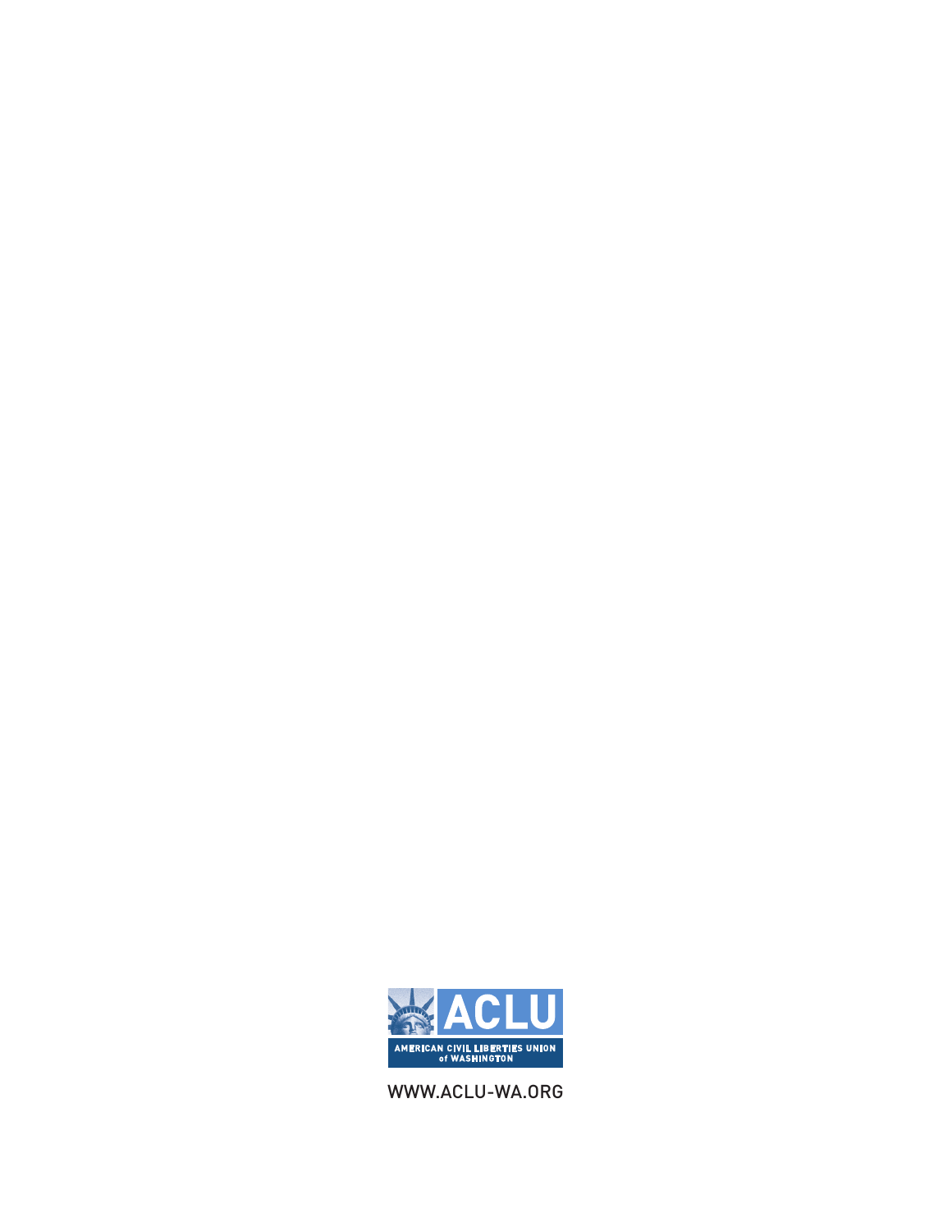ACLU

AMERICAN CIVIL LIBERTIES UNION
of WASHINGTON

WWW.ACLU-WA.ORG